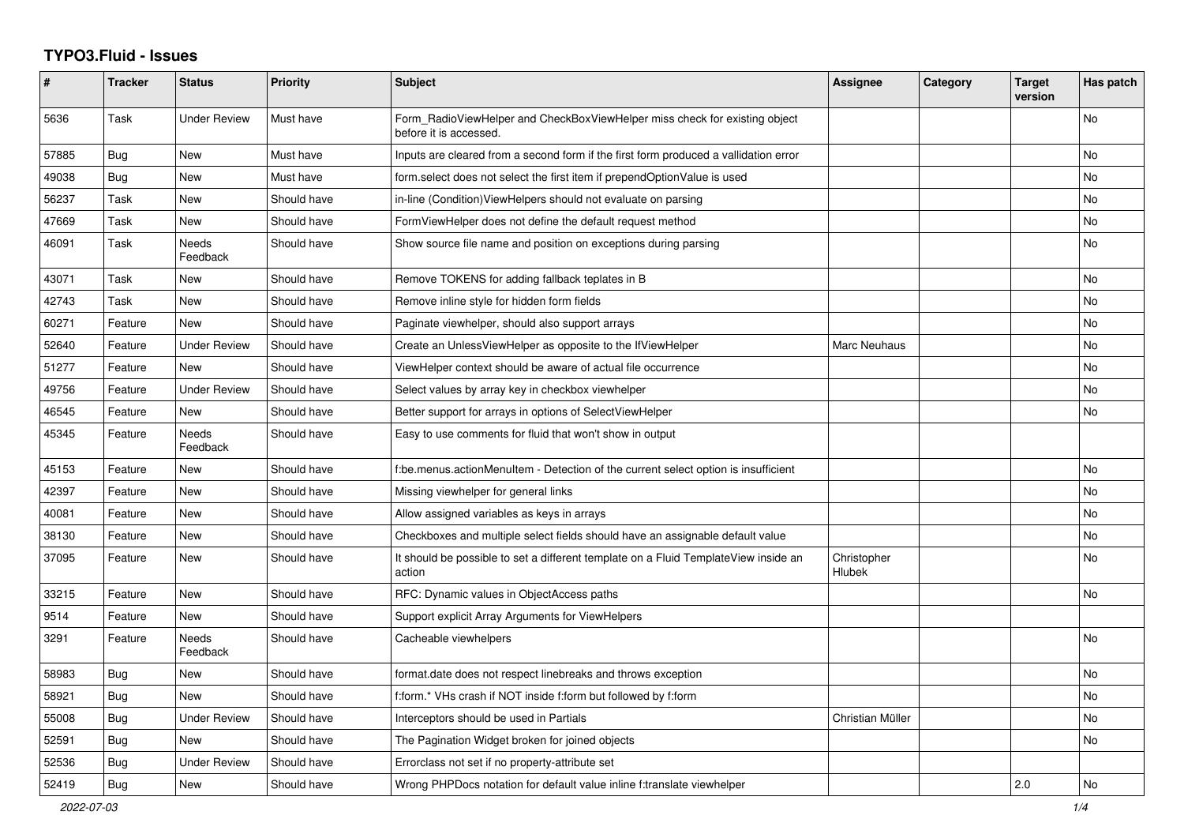# TYPO3.Fluid - Issues

| # | Tracker | Status | Priority | Subject | Assignee | Category | Target version | Has patch |
|---|---|---|---|---|---|---|---|---|
| 5636 | Task | Under Review | Must have | Form_RadioViewHelper and CheckBoxViewHelper miss check for existing object before it is accessed. | | | | No |
| 57885 | Bug | New | Must have | Inputs are cleared from a second form if the first form produced a vallidation error | | | | No |
| 49038 | Bug | New | Must have | form.select does not select the first item if prependOptionValue is used | | | | No |
| 56237 | Task | New | Should have | in-line (Condition)ViewHelpers should not evaluate on parsing | | | | No |
| 47669 | Task | New | Should have | FormViewHelper does not define the default request method | | | | No |
| 46091 | Task | Needs Feedback | Should have | Show source file name and position on exceptions during parsing | | | | No |
| 43071 | Task | New | Should have | Remove TOKENS for adding fallback teplates in B | | | | No |
| 42743 | Task | New | Should have | Remove inline style for hidden form fields | | | | No |
| 60271 | Feature | New | Should have | Paginate viewhelper, should also support arrays | | | | No |
| 52640 | Feature | Under Review | Should have | Create an UnlessViewHelper as opposite to the IfViewHelper | Marc Neuhaus | | | No |
| 51277 | Feature | New | Should have | ViewHelper context should be aware of actual file occurrence | | | | No |
| 49756 | Feature | Under Review | Should have | Select values by array key in checkbox viewhelper | | | | No |
| 46545 | Feature | New | Should have | Better support for arrays in options of SelectViewHelper | | | | No |
| 45345 | Feature | Needs Feedback | Should have | Easy to use comments for fluid that won't show in output | | | | |
| 45153 | Feature | New | Should have | f:be.menus.actionMenuItem - Detection of the current select option is insufficient | | | | No |
| 42397 | Feature | New | Should have | Missing viewhelper for general links | | | | No |
| 40081 | Feature | New | Should have | Allow assigned variables as keys in arrays | | | | No |
| 38130 | Feature | New | Should have | Checkboxes and multiple select fields should have an assignable default value | | | | No |
| 37095 | Feature | New | Should have | It should be possible to set a different template on a Fluid TemplateView inside an action | Christopher Hlubek | | | No |
| 33215 | Feature | New | Should have | RFC: Dynamic values in ObjectAccess paths | | | | No |
| 9514 | Feature | New | Should have | Support explicit Array Arguments for ViewHelpers | | | | |
| 3291 | Feature | Needs Feedback | Should have | Cacheable viewhelpers | | | | No |
| 58983 | Bug | New | Should have | format.date does not respect linebreaks and throws exception | | | | No |
| 58921 | Bug | New | Should have | f:form.* VHs crash if NOT inside f:form but followed by f:form | | | | No |
| 55008 | Bug | Under Review | Should have | Interceptors should be used in Partials | Christian Müller | | | No |
| 52591 | Bug | New | Should have | The Pagination Widget broken for joined objects | | | | No |
| 52536 | Bug | Under Review | Should have | Errorclass not set if no property-attribute set | | | | |
| 52419 | Bug | New | Should have | Wrong PHPDocs notation for default value inline f:translate viewhelper | | | 2.0 | No |

2022-07-03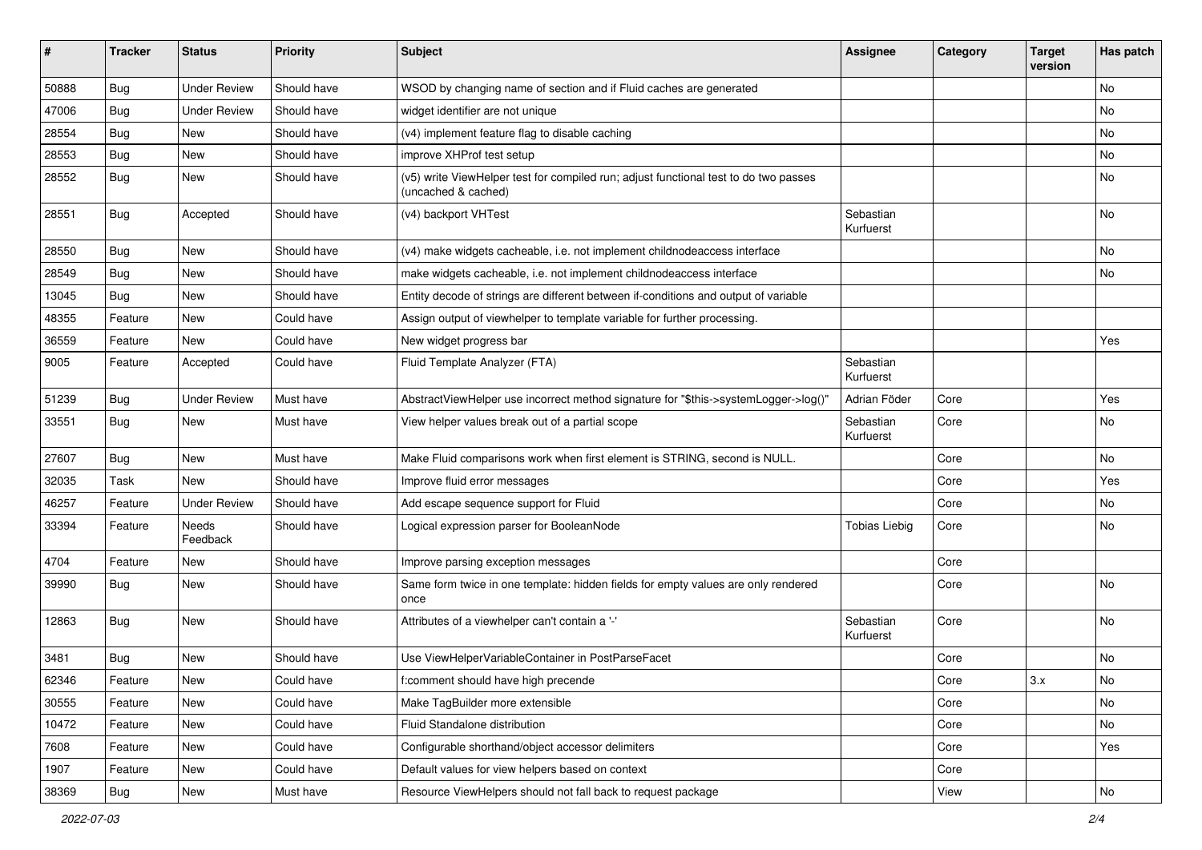| # | Tracker | Status | Priority | Subject | Assignee | Category | Target version | Has patch |
|---|---|---|---|---|---|---|---|---|
| 50888 | Bug | Under Review | Should have | WSOD by changing name of section and if Fluid caches are generated | | | | No |
| 47006 | Bug | Under Review | Should have | widget identifier are not unique | | | | No |
| 28554 | Bug | New | Should have | (v4) implement feature flag to disable caching | | | | No |
| 28553 | Bug | New | Should have | improve XHProf test setup | | | | No |
| 28552 | Bug | New | Should have | (v5) write ViewHelper test for compiled run; adjust functional test to do two passes (uncached & cached) | | | | No |
| 28551 | Bug | Accepted | Should have | (v4) backport VHTest | Sebastian Kurfuerst | | | No |
| 28550 | Bug | New | Should have | (v4) make widgets cacheable, i.e. not implement childnodeaccess interface | | | | No |
| 28549 | Bug | New | Should have | make widgets cacheable, i.e. not implement childnodeaccess interface | | | | No |
| 13045 | Bug | New | Should have | Entity decode of strings are different between if-conditions and output of variable | | | | |
| 48355 | Feature | New | Could have | Assign output of viewhelper to template variable for further processing. | | | | |
| 36559 | Feature | New | Could have | New widget progress bar | | | | Yes |
| 9005 | Feature | Accepted | Could have | Fluid Template Analyzer (FTA) | Sebastian Kurfuerst | | | |
| 51239 | Bug | Under Review | Must have | AbstractViewHelper use incorrect method signature for "$this->systemLogger->log()" | Adrian Föder | Core | | Yes |
| 33551 | Bug | New | Must have | View helper values break out of a partial scope | Sebastian Kurfuerst | Core | | No |
| 27607 | Bug | New | Must have | Make Fluid comparisons work when first element is STRING, second is NULL. | | Core | | No |
| 32035 | Task | New | Should have | Improve fluid error messages | | Core | | Yes |
| 46257 | Feature | Under Review | Should have | Add escape sequence support for Fluid | | Core | | No |
| 33394 | Feature | Needs Feedback | Should have | Logical expression parser for BooleanNode | Tobias Liebig | Core | | No |
| 4704 | Feature | New | Should have | Improve parsing exception messages | | Core | | |
| 39990 | Bug | New | Should have | Same form twice in one template: hidden fields for empty values are only rendered once | | Core | | No |
| 12863 | Bug | New | Should have | Attributes of a viewhelper can't contain a '-' | Sebastian Kurfuerst | Core | | No |
| 3481 | Bug | New | Should have | Use ViewHelperVariableContainer in PostParseFacet | | Core | | No |
| 62346 | Feature | New | Could have | f:comment should have high precende | | Core | 3.x | No |
| 30555 | Feature | New | Could have | Make TagBuilder more extensible | | Core | | No |
| 10472 | Feature | New | Could have | Fluid Standalone distribution | | Core | | No |
| 7608 | Feature | New | Could have | Configurable shorthand/object accessor delimiters | | Core | | Yes |
| 1907 | Feature | New | Could have | Default values for view helpers based on context | | Core | | |
| 38369 | Bug | New | Must have | Resource ViewHelpers should not fall back to request package | | View | | No |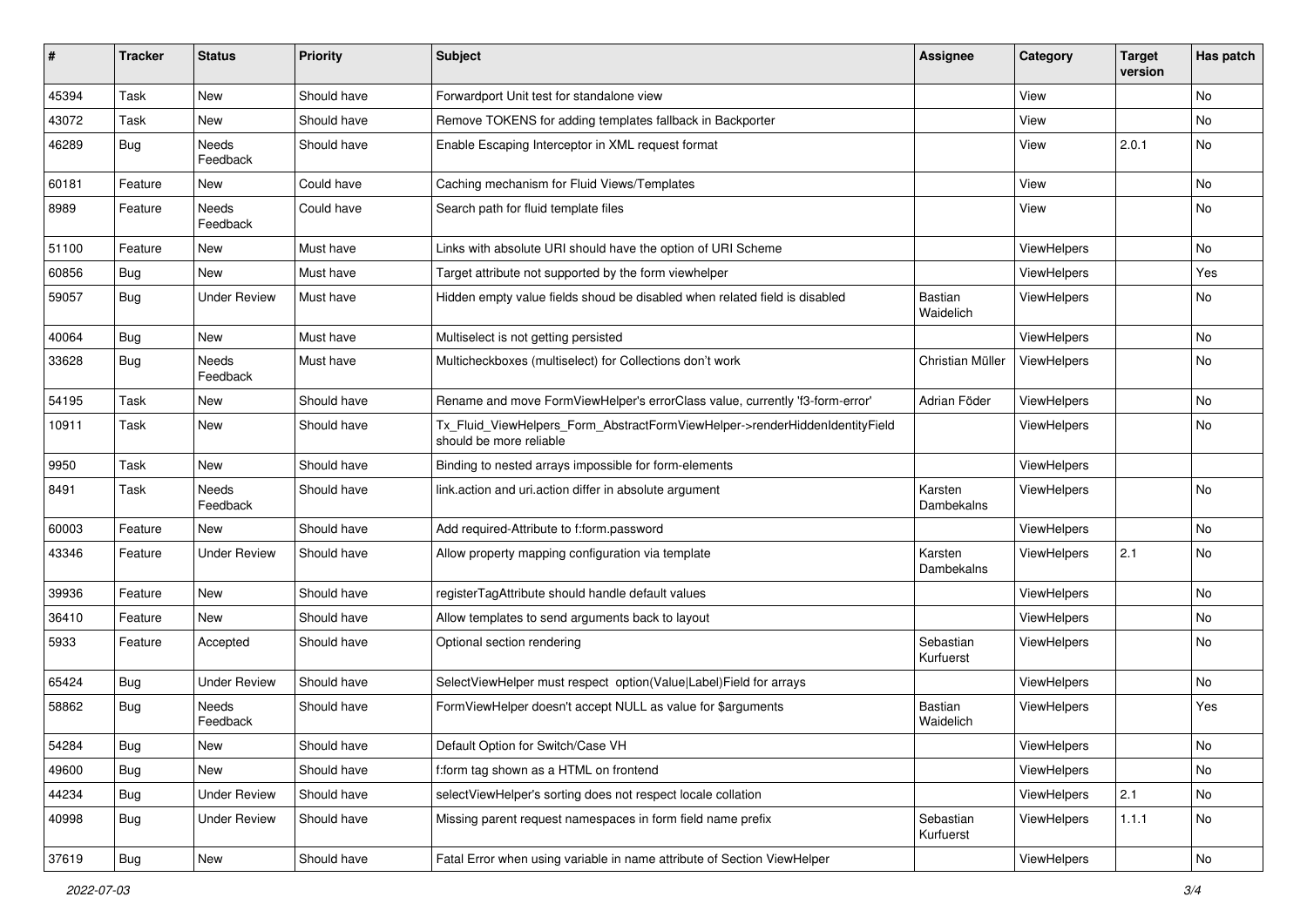| # | Tracker | Status | Priority | Subject | Assignee | Category | Target version | Has patch |
|---|---|---|---|---|---|---|---|---|
| 45394 | Task | New | Should have | Forwardport Unit test for standalone view | | View | | No |
| 43072 | Task | New | Should have | Remove TOKENS for adding templates fallback in Backporter | | View | | No |
| 46289 | Bug | Needs Feedback | Should have | Enable Escaping Interceptor in XML request format | | View | 2.0.1 | No |
| 60181 | Feature | New | Could have | Caching mechanism for Fluid Views/Templates | | View | | No |
| 8989 | Feature | Needs Feedback | Could have | Search path for fluid template files | | View | | No |
| 51100 | Feature | New | Must have | Links with absolute URI should have the option of URI Scheme | | ViewHelpers | | No |
| 60856 | Bug | New | Must have | Target attribute not supported by the form viewhelper | | ViewHelpers | | Yes |
| 59057 | Bug | Under Review | Must have | Hidden empty value fields shoud be disabled when related field is disabled | Bastian Waidelich | ViewHelpers | | No |
| 40064 | Bug | New | Must have | Multiselect is not getting persisted | | ViewHelpers | | No |
| 33628 | Bug | Needs Feedback | Must have | Multicheckboxes (multiselect) for Collections don't work | Christian Müller | ViewHelpers | | No |
| 54195 | Task | New | Should have | Rename and move FormViewHelper's errorClass value, currently 'f3-form-error' | Adrian Föder | ViewHelpers | | No |
| 10911 | Task | New | Should have | Tx_Fluid_ViewHelpers_Form_AbstractFormViewHelper->renderHiddenIdentityField should be more reliable | | ViewHelpers | | No |
| 9950 | Task | New | Should have | Binding to nested arrays impossible for form-elements | | ViewHelpers | | |
| 8491 | Task | Needs Feedback | Should have | link.action and uri.action differ in absolute argument | Karsten Dambekalns | ViewHelpers | | No |
| 60003 | Feature | New | Should have | Add required-Attribute to f:form.password | | ViewHelpers | | No |
| 43346 | Feature | Under Review | Should have | Allow property mapping configuration via template | Karsten Dambekalns | ViewHelpers | 2.1 | No |
| 39936 | Feature | New | Should have | registerTagAttribute should handle default values | | ViewHelpers | | No |
| 36410 | Feature | New | Should have | Allow templates to send arguments back to layout | | ViewHelpers | | No |
| 5933 | Feature | Accepted | Should have | Optional section rendering | Sebastian Kurfuerst | ViewHelpers | | No |
| 65424 | Bug | Under Review | Should have | SelectViewHelper must respect option(Value\|Label)Field for arrays | | ViewHelpers | | No |
| 58862 | Bug | Needs Feedback | Should have | FormViewHelper doesn't accept NULL as value for $arguments | Bastian Waidelich | ViewHelpers | | Yes |
| 54284 | Bug | New | Should have | Default Option for Switch/Case VH | | ViewHelpers | | No |
| 49600 | Bug | New | Should have | f:form tag shown as a HTML on frontend | | ViewHelpers | | No |
| 44234 | Bug | Under Review | Should have | selectViewHelper's sorting does not respect locale collation | | ViewHelpers | 2.1 | No |
| 40998 | Bug | Under Review | Should have | Missing parent request namespaces in form field name prefix | Sebastian Kurfuerst | ViewHelpers | 1.1.1 | No |
| 37619 | Bug | New | Should have | Fatal Error when using variable in name attribute of Section ViewHelper | | ViewHelpers | | No |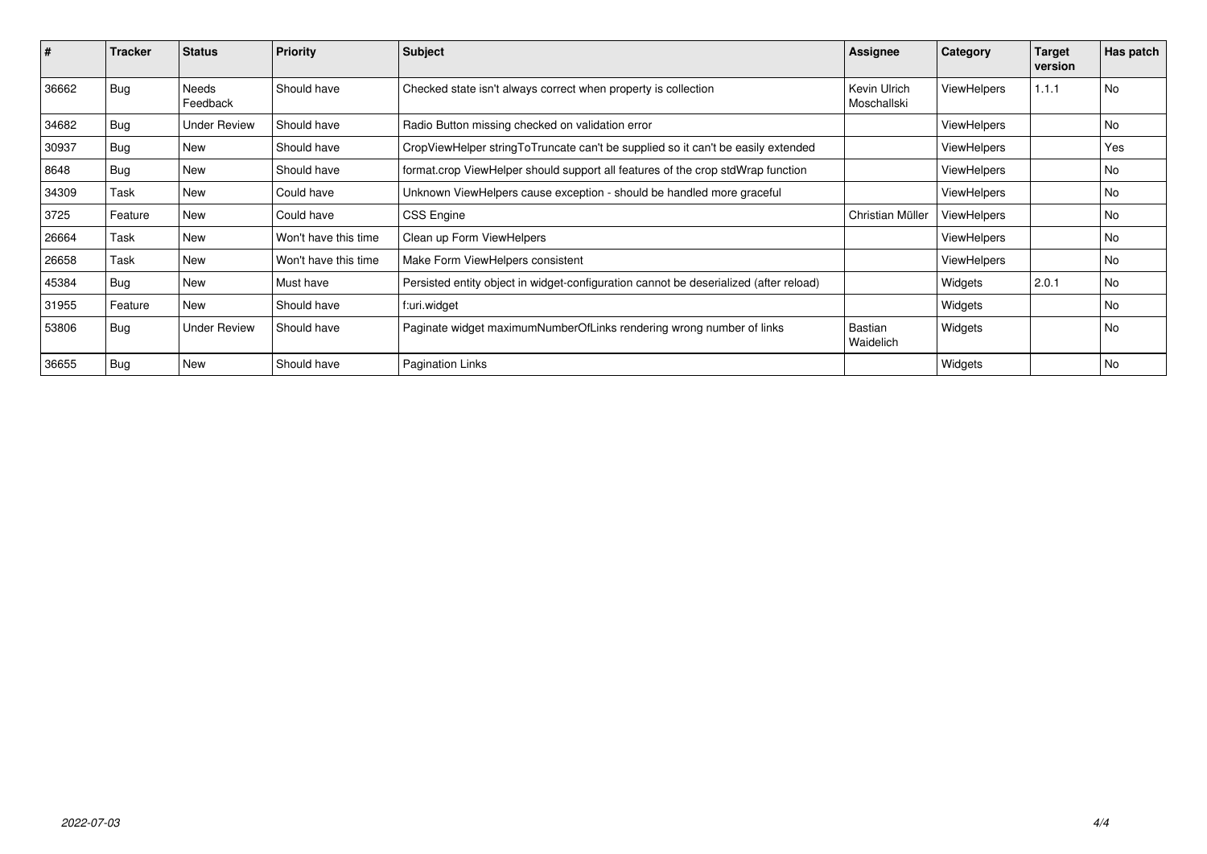| # | Tracker | Status | Priority | Subject | Assignee | Category | Target version | Has patch |
|---|---|---|---|---|---|---|---|---|
| 36662 | Bug | Needs Feedback | Should have | Checked state isn't always correct when property is collection | Kevin Ulrich Moschallski | ViewHelpers | 1.1.1 | No |
| 34682 | Bug | Under Review | Should have | Radio Button missing checked on validation error | | ViewHelpers | | No |
| 30937 | Bug | New | Should have | CropViewHelper stringToTruncate can't be supplied so it can't be easily extended | | ViewHelpers | | Yes |
| 8648 | Bug | New | Should have | format.crop ViewHelper should support all features of the crop stdWrap function | | ViewHelpers | | No |
| 34309 | Task | New | Could have | Unknown ViewHelpers cause exception - should be handled more graceful | | ViewHelpers | | No |
| 3725 | Feature | New | Could have | CSS Engine | Christian Müller | ViewHelpers | | No |
| 26664 | Task | New | Won't have this time | Clean up Form ViewHelpers | | ViewHelpers | | No |
| 26658 | Task | New | Won't have this time | Make Form ViewHelpers consistent | | ViewHelpers | | No |
| 45384 | Bug | New | Must have | Persisted entity object in widget-configuration cannot be deserialized (after reload) | | Widgets | 2.0.1 | No |
| 31955 | Feature | New | Should have | f:uri.widget | | Widgets | | No |
| 53806 | Bug | Under Review | Should have | Paginate widget maximumNumberOfLinks rendering wrong number of links | Bastian Waidelich | Widgets | | No |
| 36655 | Bug | New | Should have | Pagination Links | | Widgets | | No |

*2022-07-03*